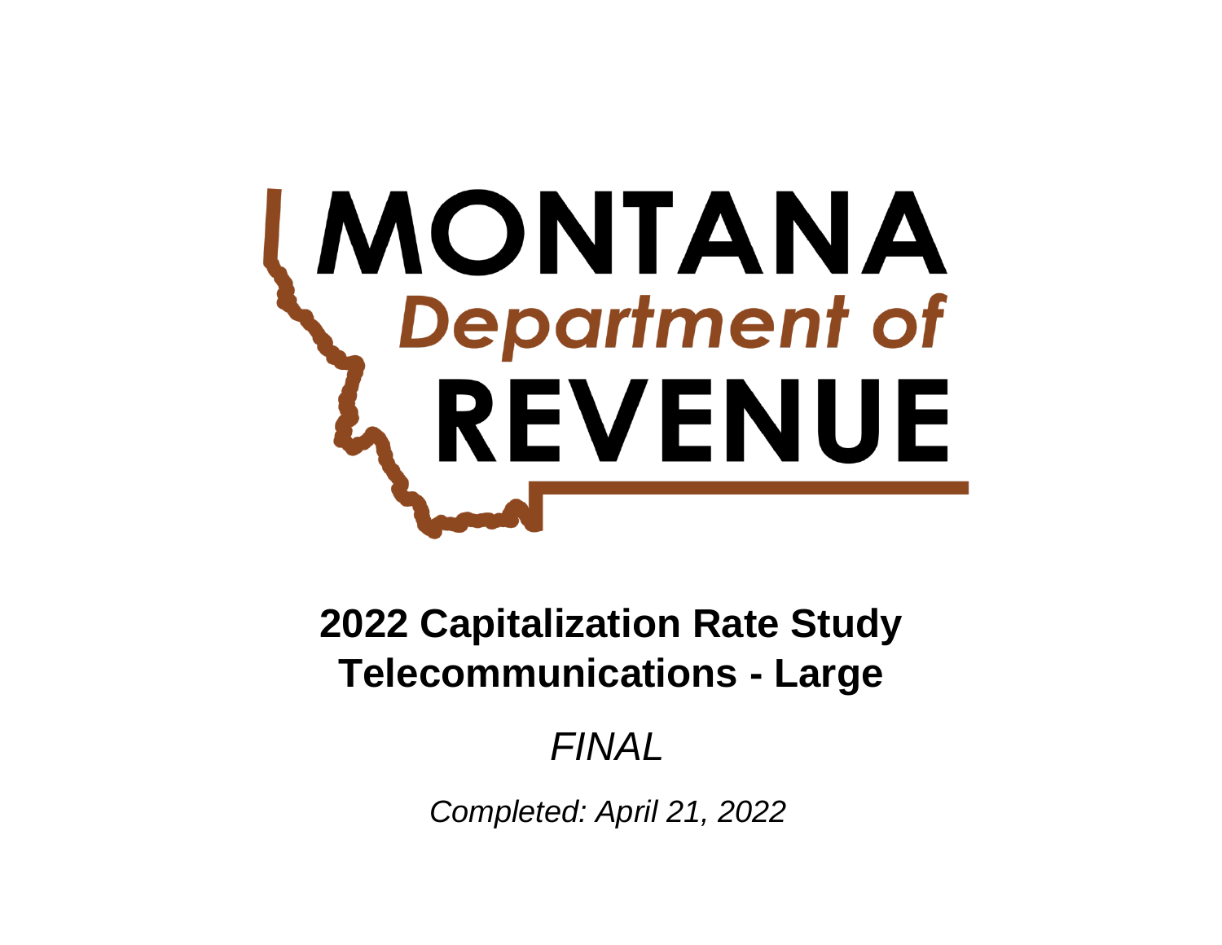MONTANA
Department of
REVENUE

# 2022 Capitalization Rate Study
# Telecommunications - Large

*FINAL*

*Completed: April 21, 2022*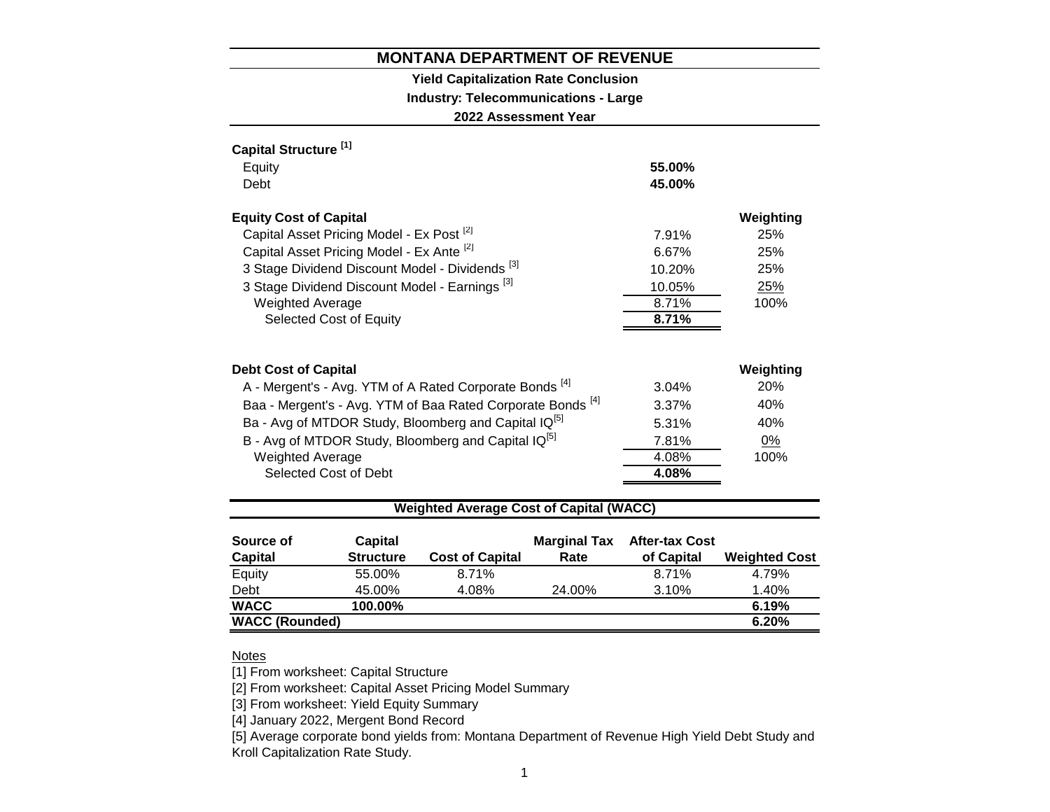# MONTANA DEPARTMENT OF REVENUE

## Yield Capitalization Rate Conclusion

### Industry: Telecommunications - Large

### 2022 Assessment Year

**Capital Structure** [1]

| | |
|---|---|
| Equity | **55.00%** |
| Debt | **45.00%** |

| **Equity Cost of Capital** | | **Weighting** |
|---|---|---|
| Capital Asset Pricing Model - Ex Post [2] | 7.91% | 25% |
| Capital Asset Pricing Model - Ex Ante [2] | 6.67% | 25% |
| 3 Stage Dividend Discount Model - Dividends [3] | 10.20% | 25% |
| 3 Stage Dividend Discount Model - Earnings [3] | 10.05% | 25% |
| Weighted Average | 8.71% | 100% |
| Selected Cost of Equity | **8.71%** | |

| **Debt Cost of Capital** | | **Weighting** |
|---|---|---|
| A - Mergent's - Avg. YTM of A Rated Corporate Bonds [4] | 3.04% | 20% |
| Baa - Mergent's - Avg. YTM of Baa Rated Corporate Bonds [4] | 3.37% | 40% |
| Ba - Avg of MTDOR Study, Bloomberg and Capital IQ[5] | 5.31% | 40% |
| B - Avg of MTDOR Study, Bloomberg and Capital IQ[5] | 7.81% | 0% |
| Weighted Average | 4.08% | 100% |
| Selected Cost of Debt | **4.08%** | |

## Weighted Average Cost of Capital (WACC)

| Source of Capital | Capital Structure | Cost of Capital | Marginal Tax Rate | After-tax Cost of Capital | Weighted Cost |
|---|---|---|---|---|---|
| Equity | 55.00% | 8.71% | | 8.71% | 4.79% |
| Debt | 45.00% | 4.08% | 24.00% | 3.10% | 1.40% |
| **WACC** | **100.00%** | | | | **6.19%** |
| **WACC (Rounded)** | | | | | **6.20%** |

Notes

[1] From worksheet: Capital Structure

[2] From worksheet: Capital Asset Pricing Model Summary

[3] From worksheet: Yield Equity Summary

[4] January 2022, Mergent Bond Record

[5] Average corporate bond yields from: Montana Department of Revenue High Yield Debt Study and Kroll Capitalization Rate Study.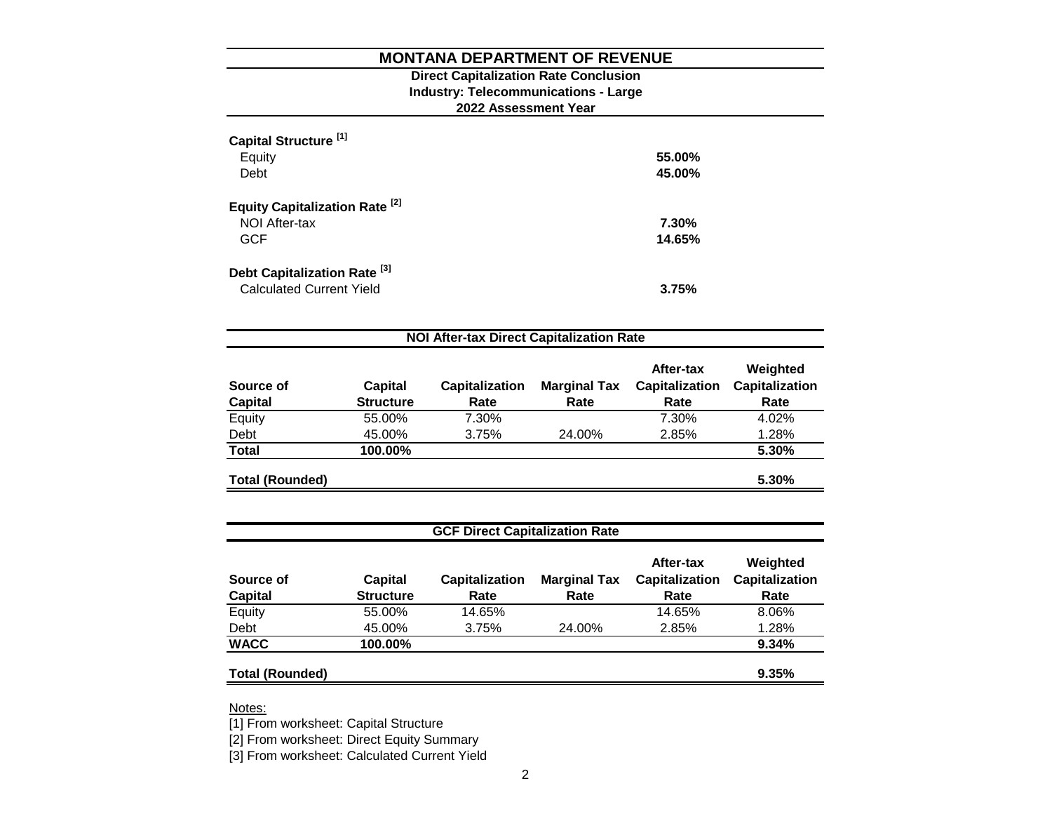# MONTANA DEPARTMENT OF REVENUE

**Direct Capitalization Rate Conclusion**
**Industry: Telecommunications - Large**
**2022 Assessment Year**

**Capital Structure [1]**

| | |
|---|---|
| Equity | **55.00%** |
| Debt | **45.00%** |

**Equity Capitalization Rate [2]**

| | |
|---|---|
| NOI After-tax | **7.30%** |
| GCF | **14.65%** |

**Debt Capitalization Rate [3]**

| | |
|---|---|
| Calculated Current Yield | **3.75%** |

## NOI After-tax Direct Capitalization Rate

| Source of Capital | Capital Structure | Capitalization Rate | Marginal Tax Rate | After-tax Capitalization Rate | Weighted Capitalization Rate |
|---|---|---|---|---|---|
| Equity | 55.00% | 7.30% | | 7.30% | 4.02% |
| Debt | 45.00% | 3.75% | 24.00% | 2.85% | 1.28% |
| **Total** | **100.00%** | | | | **5.30%** |
| **Total (Rounded)** | | | | | **5.30%** |

## GCF Direct Capitalization Rate

| Source of Capital | Capital Structure | Capitalization Rate | Marginal Tax Rate | After-tax Capitalization Rate | Weighted Capitalization Rate |
|---|---|---|---|---|---|
| Equity | 55.00% | 14.65% | | 14.65% | 8.06% |
| Debt | 45.00% | 3.75% | 24.00% | 2.85% | 1.28% |
| **WACC** | **100.00%** | | | | **9.34%** |
| **Total (Rounded)** | | | | | **9.35%** |

Notes:

[1] From worksheet: Capital Structure

[2] From worksheet: Direct Equity Summary

[3] From worksheet: Calculated Current Yield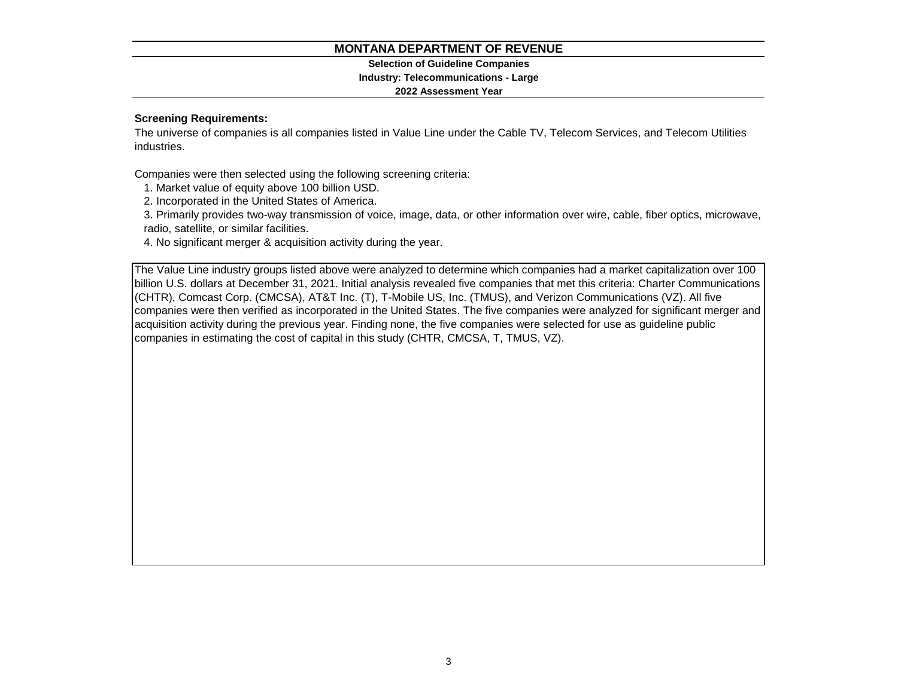# MONTANA DEPARTMENT OF REVENUE

**Selection of Guideline Companies**
**Industry: Telecommunications - Large**
**2022 Assessment Year**

**Screening Requirements:**

The universe of companies is all companies listed in Value Line under the Cable TV, Telecom Services, and Telecom Utilities industries.

Companies were then selected using the following screening criteria:

1. Market value of equity above 100 billion USD.
2. Incorporated in the United States of America.
3. Primarily provides two-way transmission of voice, image, data, or other information over wire, cable, fiber optics, microwave, radio, satellite, or similar facilities.
4. No significant merger & acquisition activity during the year.

The Value Line industry groups listed above were analyzed to determine which companies had a market capitalization over 100 billion U.S. dollars at December 31, 2021. Initial analysis revealed five companies that met this criteria: Charter Communications (CHTR), Comcast Corp. (CMCSA), AT&T Inc. (T), T-Mobile US, Inc. (TMUS), and Verizon Communications (VZ). All five companies were then verified as incorporated in the United States. The five companies were analyzed for significant merger and acquisition activity during the previous year. Finding none, the five companies were selected for use as guideline public companies in estimating the cost of capital in this study (CHTR, CMCSA, T, TMUS, VZ).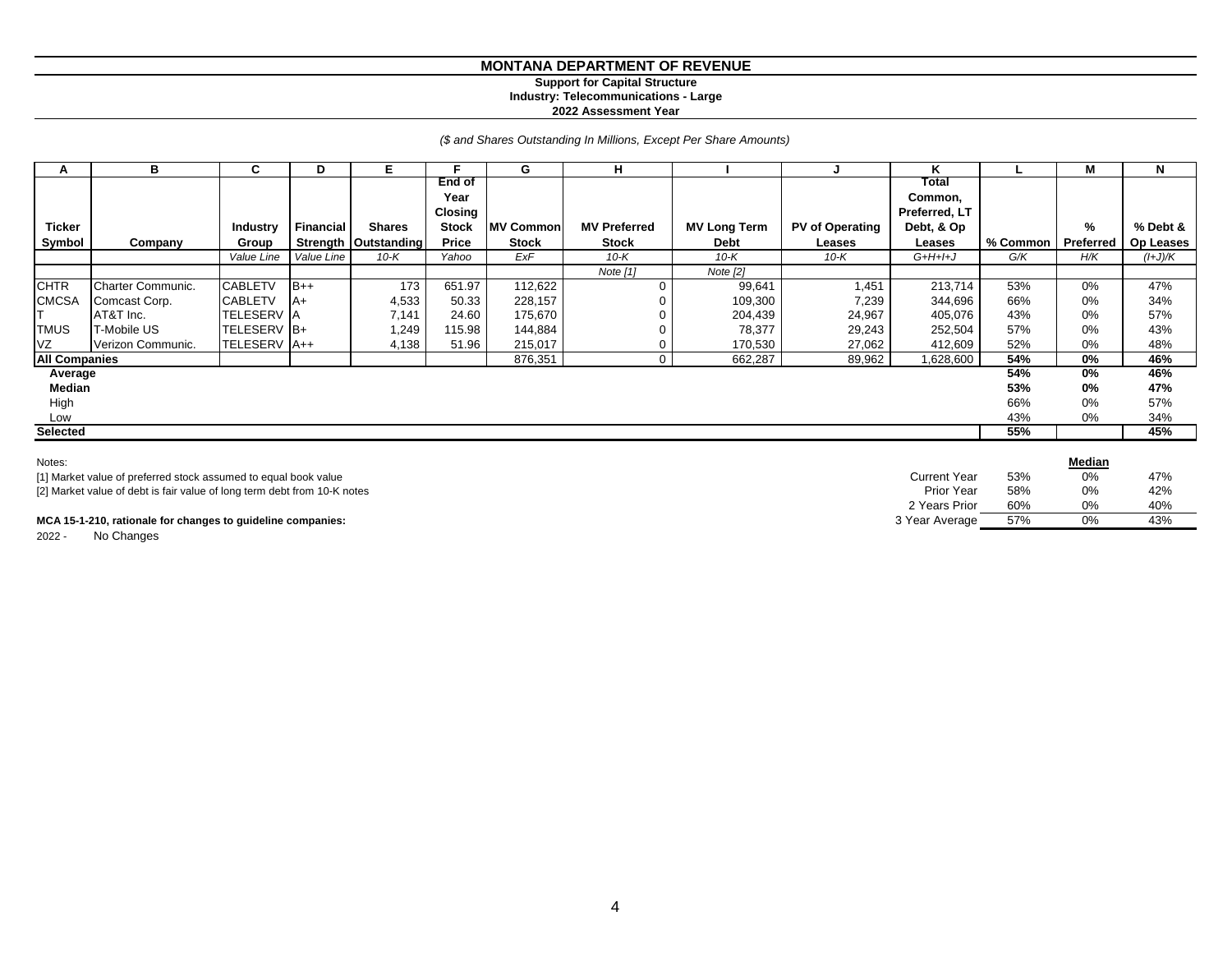# MONTANA DEPARTMENT OF REVENUE

**Support for Capital Structure**
**Industry: Telecommunications - Large**
**2022 Assessment Year**

*($ and Shares Outstanding In Millions, Except Per Share Amounts)*

| A | B | C | D | E | F | G | H | I | J | K | L | M | N |
|---|---|---|---|---|---|---|---|---|---|---|---|---|---|
| Ticker Symbol | Company | Industry Group | Financial Strength | Shares Outstanding | End of Year Closing Stock Price | MV Common Stock | MV Preferred Stock | MV Long Term Debt | PV of Operating Leases | Total Common, Preferred, LT Debt, & Op Leases | % Common | % Preferred | % Debt & Op Leases |
| | | *Value Line* | *Value Line* | *10-K* | *Yahoo* | *ExF* | *10-K* | *10-K* | *10-K* | *G+H+I+J* | *G/K* | *H/K* | *(I+J)/K* |
| | | | | | | | *Note [1]* | *Note [2]* | | | | | |
| CHTR | Charter Communic. | CABLETV | B++ | 173 | 651.97 | 112,622 | 0 | 99,641 | 1,451 | 213,714 | 53% | 0% | 47% |
| CMCSA | Comcast Corp. | CABLETV | A+ | 4,533 | 50.33 | 228,157 | 0 | 109,300 | 7,239 | 344,696 | 66% | 0% | 34% |
| T | AT&T Inc. | TELESERV | A | 7,141 | 24.60 | 175,670 | 0 | 204,439 | 24,967 | 405,076 | 43% | 0% | 57% |
| TMUS | T-Mobile US | TELESERV | B+ | 1,249 | 115.98 | 144,884 | 0 | 78,377 | 29,243 | 252,504 | 57% | 0% | 43% |
| VZ | Verizon Communic. | TELESERV | A++ | 4,138 | 51.96 | 215,017 | 0 | 170,530 | 27,062 | 412,609 | 52% | 0% | 48% |
| **All Companies** | | | | | | 876,351 | 0 | 662,287 | 89,962 | 1,628,600 | **54%** | **0%** | **46%** |
| **Average** | | | | | | | | | | | **54%** | **0%** | **46%** |
| **Median** | | | | | | | | | | | **53%** | **0%** | **47%** |
| High | | | | | | | | | | | 66% | 0% | 57% |
| Low | | | | | | | | | | | 43% | 0% | 34% |
| **Selected** | | | | | | | | | | | **55%** | | **45%** |

| | | **Median** | |
|---|---|---|---|
| Current Year | 53% | 0% | 47% |
| Prior Year | 58% | 0% | 42% |
| 2 Years Prior | 60% | 0% | 40% |
| 3 Year Average | 57% | 0% | 43% |

Notes:

[1] Market value of preferred stock assumed to equal book value

[2] Market value of debt is fair value of long term debt from 10-K notes

**MCA 15-1-210, rationale for changes to guideline companies:**

2022 - No Changes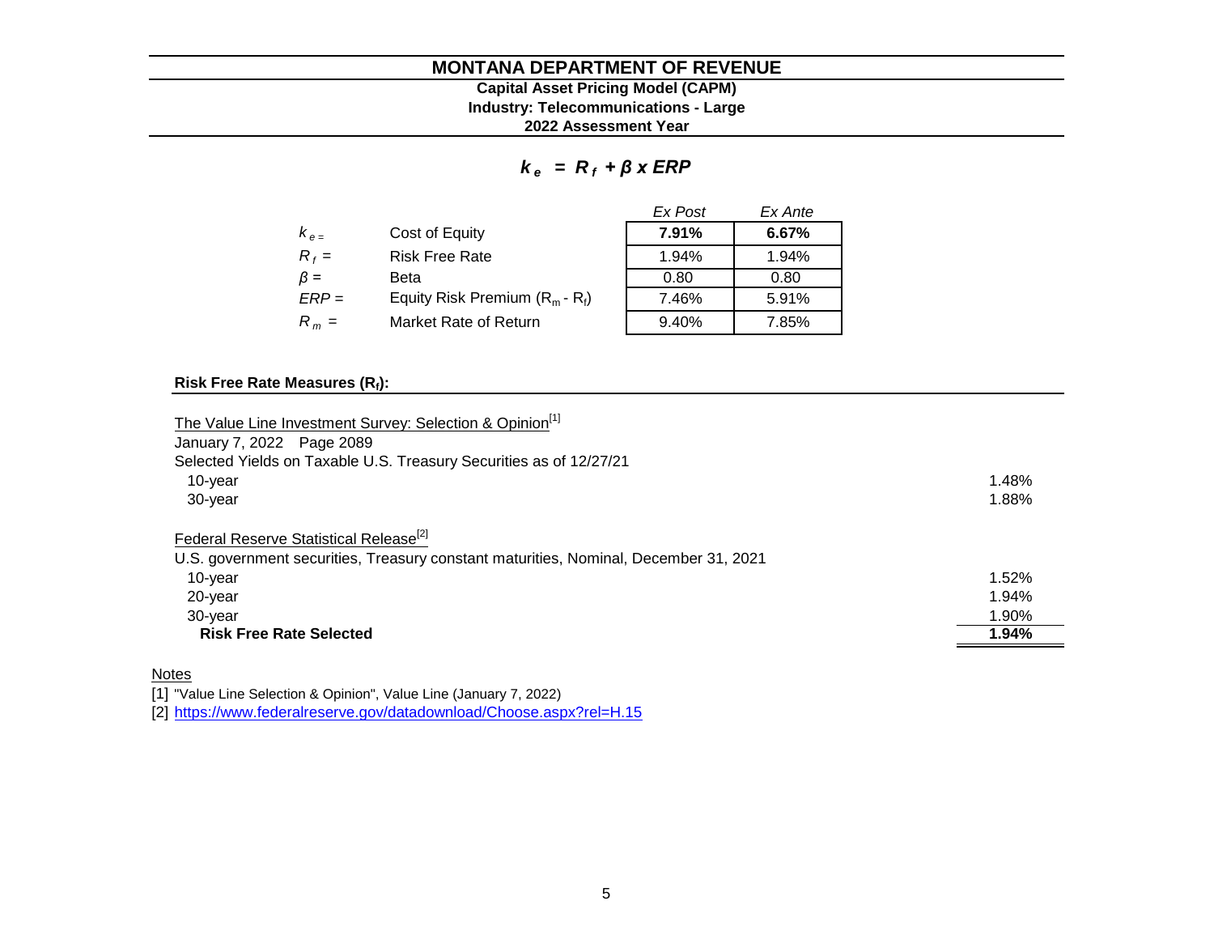# MONTANA DEPARTMENT OF REVENUE

**Capital Asset Pricing Model (CAPM)**
**Industry: Telecommunications - Large**
**2022 Assessment Year**

$$k_e = R_f + \beta \times ERP$$

| | | *Ex Post* | *Ex Ante* |
|---|---|---|---|
| $k_e =$ | Cost of Equity | **7.91%** | **6.67%** |
| $R_f =$ | Risk Free Rate | 1.94% | 1.94% |
| $\beta =$ | Beta | 0.80 | 0.80 |
| $ERP =$ | Equity Risk Premium ($R_m$ - $R_f$) | 7.46% | 5.91% |
| $R_m =$ | Market Rate of Return | 9.40% | 7.85% |

**Risk Free Rate Measures ($R_f$):**

The Value Line Investment Survey: Selection & Opinion[1]
January 7, 2022 Page 2089
Selected Yields on Taxable U.S. Treasury Securities as of 12/27/21

| | |
|---|---|
| 10-year | 1.48% |
| 30-year | 1.88% |

Federal Reserve Statistical Release[2]
U.S. government securities, Treasury constant maturities, Nominal, December 31, 2021

| | |
|---|---|
| 10-year | 1.52% |
| 20-year | 1.94% |
| 30-year | 1.90% |
| **Risk Free Rate Selected** | **1.94%** |

Notes

[1] "Value Line Selection & Opinion", Value Line (January 7, 2022)
[2] https://www.federalreserve.gov/datadownload/Choose.aspx?rel=H.15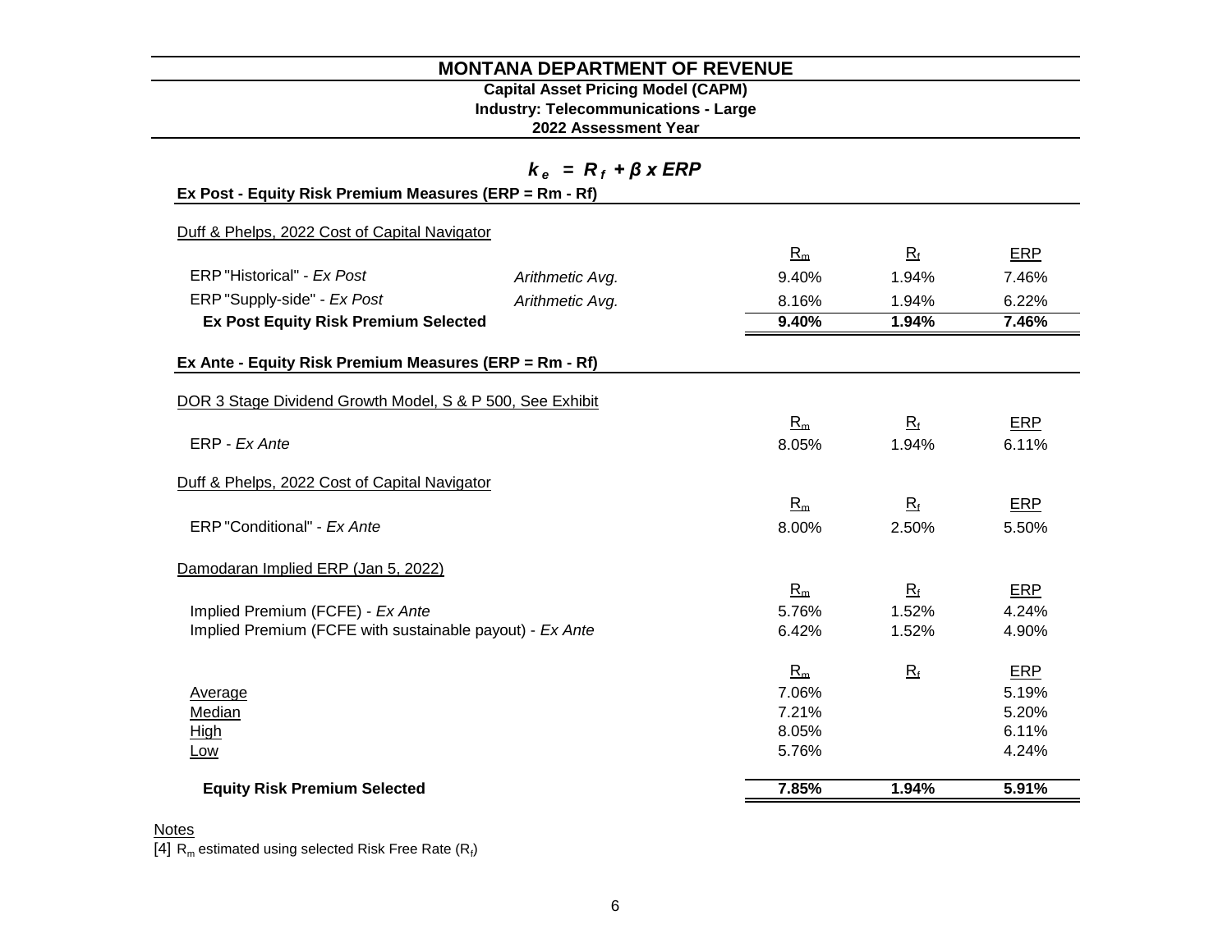# MONTANA DEPARTMENT OF REVENUE

**Capital Asset Pricing Model (CAPM)**
**Industry: Telecommunications - Large**
**2022 Assessment Year**

$$k_e = R_f + \beta \times ERP$$

**Ex Post - Equity Risk Premium Measures (ERP = Rm - Rf)**

Duff & Phelps, 2022 Cost of Capital Navigator

| | | $R_m$ | $R_f$ | ERP |
|---|---|---|---|---|
| ERP "Historical" - *Ex Post* | *Arithmetic Avg.* | 9.40% | 1.94% | 7.46% |
| ERP "Supply-side" - *Ex Post* | *Arithmetic Avg.* | 8.16% | 1.94% | 6.22% |
| **Ex Post Equity Risk Premium Selected** | | **9.40%** | **1.94%** | **7.46%** |

**Ex Ante - Equity Risk Premium Measures (ERP = Rm - Rf)**

DOR 3 Stage Dividend Growth Model, S & P 500, See Exhibit

| | $R_m$ | $R_f$ | ERP |
|---|---|---|---|
| ERP - *Ex Ante* | 8.05% | 1.94% | 6.11% |

Duff & Phelps, 2022 Cost of Capital Navigator

| | $R_m$ | $R_f$ | ERP |
|---|---|---|---|
| ERP "Conditional" - *Ex Ante* | 8.00% | 2.50% | 5.50% |

Damodaran Implied ERP (Jan 5, 2022)

| | $R_m$ | $R_f$ | ERP |
|---|---|---|---|
| Implied Premium (FCFE) - *Ex Ante* | 5.76% | 1.52% | 4.24% |
| Implied Premium (FCFE with sustainable payout) - *Ex Ante* | 6.42% | 1.52% | 4.90% |

| | $R_m$ | $R_f$ | ERP |
|---|---|---|---|
| Average | 7.06% | | 5.19% |
| Median | 7.21% | | 5.20% |
| High | 8.05% | | 6.11% |
| Low | 5.76% | | 4.24% |
| **Equity Risk Premium Selected** | **7.85%** | **1.94%** | **5.91%** |

Notes

[4] $R_m$ estimated using selected Risk Free Rate ($R_f$)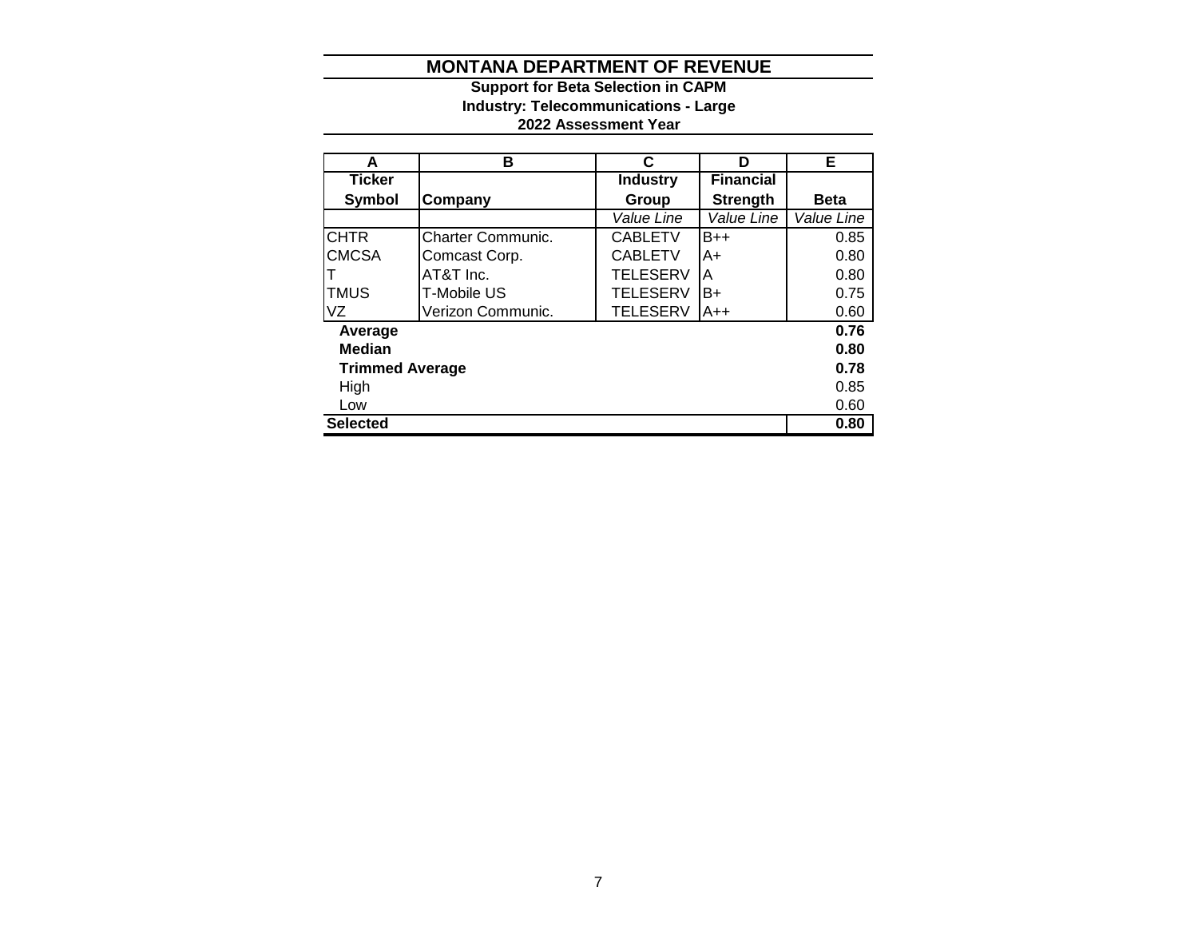# MONTANA DEPARTMENT OF REVENUE

**Support for Beta Selection in CAPM**
**Industry: Telecommunications - Large**
**2022 Assessment Year**

| A | B | C | D | E |
|---|---|---|---|---|
| **Ticker Symbol** | **Company** | **Industry Group** | **Financial Strength** | **Beta** |
| | | *Value Line* | *Value Line* | *Value Line* |
| CHTR | Charter Communic. | CABLETV | B++ | 0.85 |
| CMCSA | Comcast Corp. | CABLETV | A+ | 0.80 |
| T | AT&T Inc. | TELESERV | A | 0.80 |
| TMUS | T-Mobile US | TELESERV | B+ | 0.75 |
| VZ | Verizon Communic. | TELESERV | A++ | 0.60 |
| **Average** | | | | **0.76** |
| **Median** | | | | **0.80** |
| **Trimmed Average** | | | | **0.78** |
| High | | | | 0.85 |
| Low | | | | 0.60 |
| **Selected** | | | | **0.80** |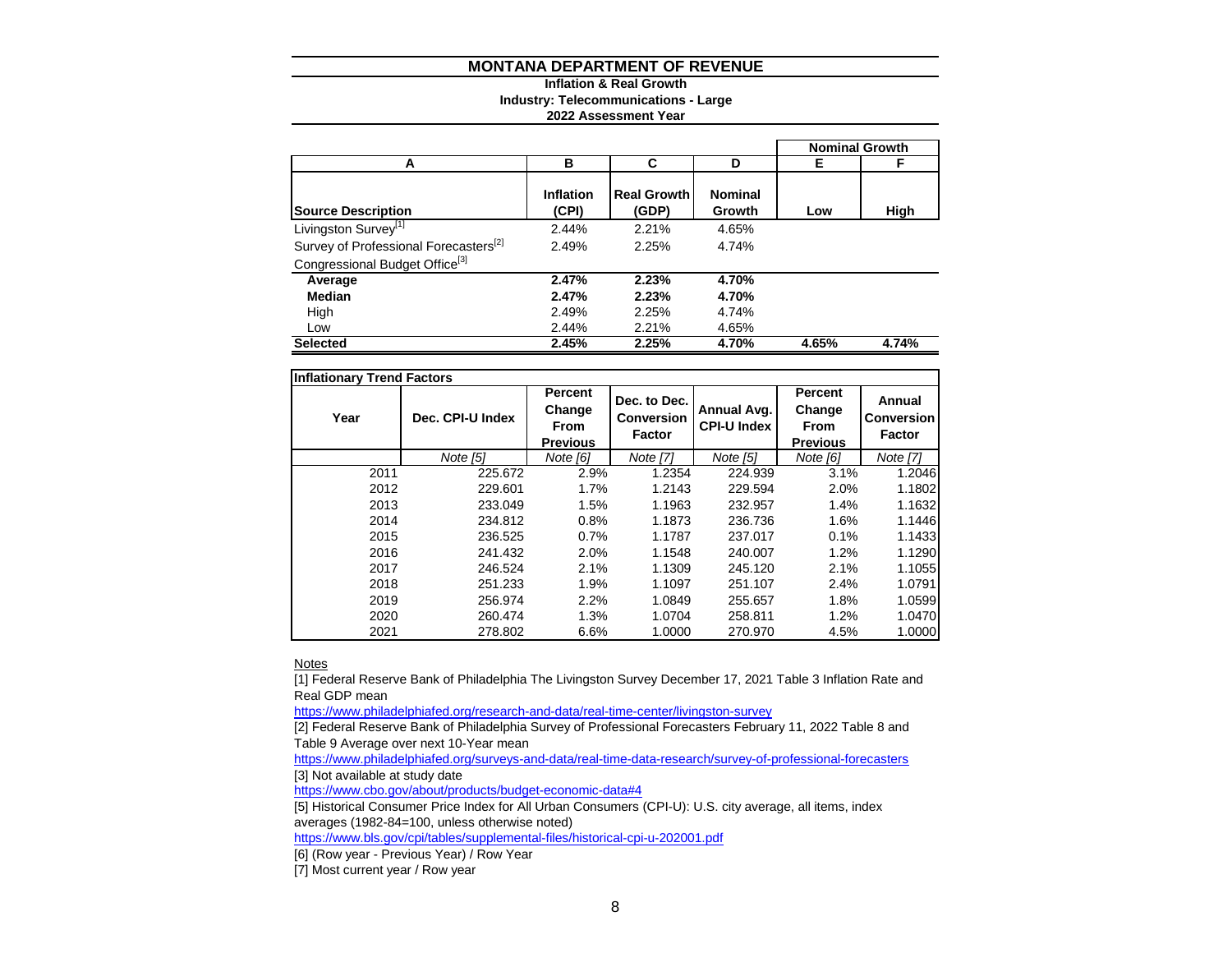# MONTANA DEPARTMENT OF REVENUE

**Inflation & Real Growth**
**Industry: Telecommunications - Large**
**2022 Assessment Year**

| A | B | C | D | E | F |
|---|---|---|---|---|---|
| | | | | Nominal Growth | |
| Source Description | Inflation (CPI) | Real Growth (GDP) | Nominal Growth | Low | High |
| Livingston Survey[1] | 2.44% | 2.21% | 4.65% | | |
| Survey of Professional Forecasters[2] | 2.49% | 2.25% | 4.74% | | |
| Congressional Budget Office[3] | | | | | |
| **Average** | **2.47%** | **2.23%** | **4.70%** | | |
| **Median** | **2.47%** | **2.23%** | **4.70%** | | |
| High | 2.49% | 2.25% | 4.74% | | |
| Low | 2.44% | 2.21% | 4.65% | | |
| **Selected** | **2.45%** | **2.25%** | **4.70%** | **4.65%** | **4.74%** |

**Inflationary Trend Factors**

| Year | Dec. CPI-U Index | Percent Change From Previous | Dec. to Dec. Conversion Factor | Annual Avg. CPI-U Index | Percent Change From Previous | Annual Conversion Factor |
|---|---|---|---|---|---|---|
| | *Note [5]* | *Note [6]* | *Note [7]* | *Note [5]* | *Note [6]* | *Note [7]* |
| 2011 | 225.672 | 2.9% | 1.2354 | 224.939 | 3.1% | 1.2046 |
| 2012 | 229.601 | 1.7% | 1.2143 | 229.594 | 2.0% | 1.1802 |
| 2013 | 233.049 | 1.5% | 1.1963 | 232.957 | 1.4% | 1.1632 |
| 2014 | 234.812 | 0.8% | 1.1873 | 236.736 | 1.6% | 1.1446 |
| 2015 | 236.525 | 0.7% | 1.1787 | 237.017 | 0.1% | 1.1433 |
| 2016 | 241.432 | 2.0% | 1.1548 | 240.007 | 1.2% | 1.1290 |
| 2017 | 246.524 | 2.1% | 1.1309 | 245.120 | 2.1% | 1.1055 |
| 2018 | 251.233 | 1.9% | 1.1097 | 251.107 | 2.4% | 1.0791 |
| 2019 | 256.974 | 2.2% | 1.0849 | 255.657 | 1.8% | 1.0599 |
| 2020 | 260.474 | 1.3% | 1.0704 | 258.811 | 1.2% | 1.0470 |
| 2021 | 278.802 | 6.6% | 1.0000 | 270.970 | 4.5% | 1.0000 |

Notes

[1] Federal Reserve Bank of Philadelphia The Livingston Survey December 17, 2021 Table 3 Inflation Rate and Real GDP mean
https://www.philadelphiafed.org/research-and-data/real-time-center/livingston-survey

[2] Federal Reserve Bank of Philadelphia Survey of Professional Forecasters February 11, 2022 Table 8 and Table 9 Average over next 10-Year mean
https://www.philadelphiafed.org/surveys-and-data/real-time-data-research/survey-of-professional-forecasters

[3] Not available at study date
https://www.cbo.gov/about/products/budget-economic-data#4

[5] Historical Consumer Price Index for All Urban Consumers (CPI-U): U.S. city average, all items, index averages (1982-84=100, unless otherwise noted)
https://www.bls.gov/cpi/tables/supplemental-files/historical-cpi-u-202001.pdf

[6] (Row year - Previous Year) / Row Year

[7] Most current year / Row year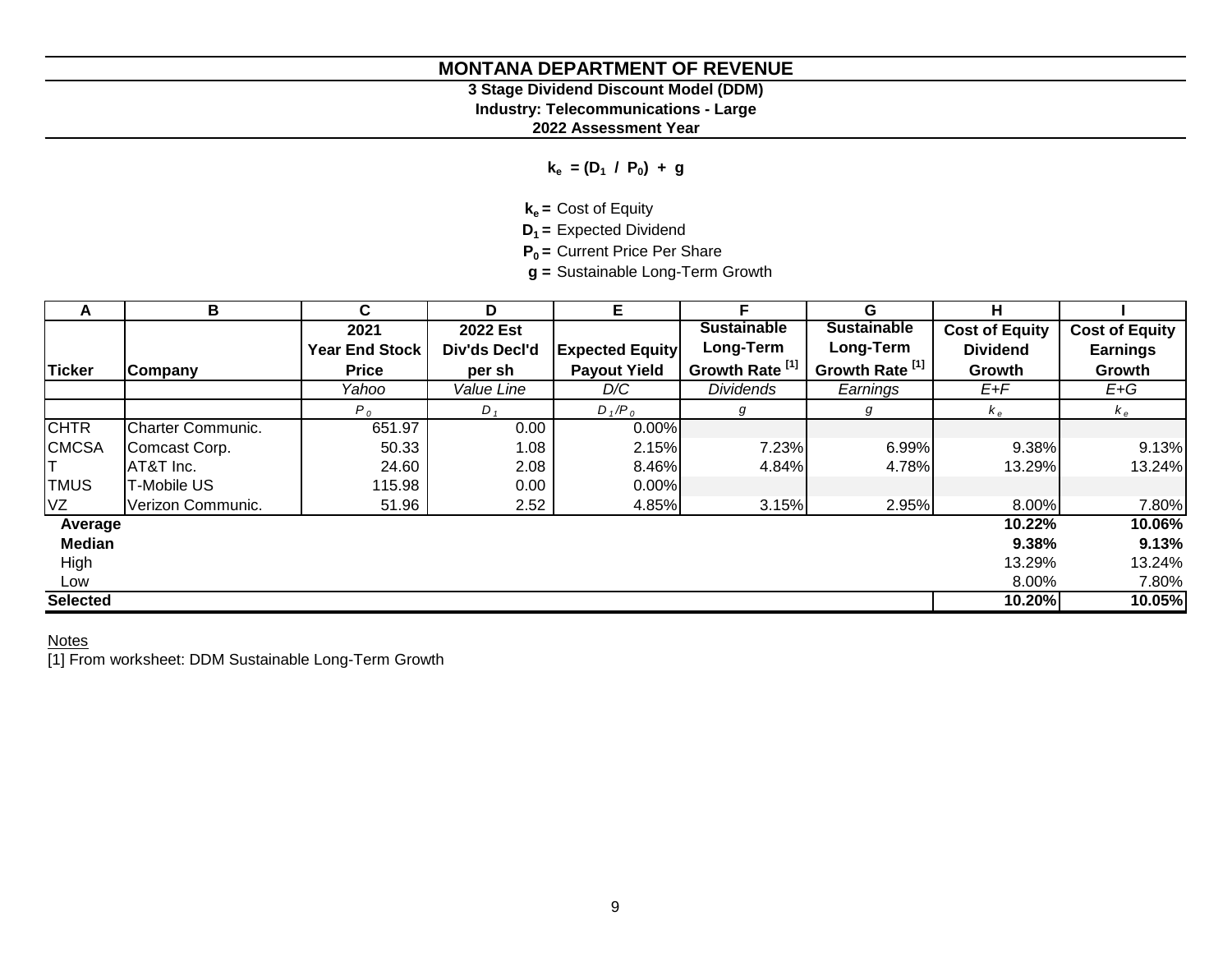# MONTANA DEPARTMENT OF REVENUE

**3 Stage Dividend Discount Model (DDM)**

**Industry: Telecommunications - Large**

**2022 Assessment Year**

$$k_e = (D_1 / P_0) + g$$

$k_e$ = Cost of Equity
$D_1$ = Expected Dividend
$P_0$ = Current Price Per Share
$g$ = Sustainable Long-Term Growth

| A | B | C | D | E | F | G | H | I |
|---|---|---|---|---|---|---|---|---|
| Ticker | Company | 2021 Year End Stock Price | 2022 Est Div'ds Decl'd per sh | Expected Equity Payout Yield | Sustainable Long-Term Growth Rate [1] | Sustainable Long-Term Growth Rate [1] | Cost of Equity Dividend Growth | Cost of Equity Earnings Growth |
| | | *Yahoo* | *Value Line* | *D/C* | *Dividends* | *Earnings* | *E+F* | *E+G* |
| | | $P_0$ | $D_1$ | $D_1/P_0$ | $g$ | $g$ | $k_e$ | $k_e$ |
| CHTR | Charter Communic. | 651.97 | 0.00 | 0.00% | | | | |
| CMCSA | Comcast Corp. | 50.33 | 1.08 | 2.15% | 7.23% | 6.99% | 9.38% | 9.13% |
| T | AT&T Inc. | 24.60 | 2.08 | 8.46% | 4.84% | 4.78% | 13.29% | 13.24% |
| TMUS | T-Mobile US | 115.98 | 0.00 | 0.00% | | | | |
| VZ | Verizon Communic. | 51.96 | 2.52 | 4.85% | 3.15% | 2.95% | 8.00% | 7.80% |
| **Average** | | | | | | | **10.22%** | **10.06%** |
| **Median** | | | | | | | **9.38%** | **9.13%** |
| High | | | | | | | 13.29% | 13.24% |
| Low | | | | | | | 8.00% | 7.80% |
| **Selected** | | | | | | | **10.20%** | **10.05%** |

Notes

[1] From worksheet: DDM Sustainable Long-Term Growth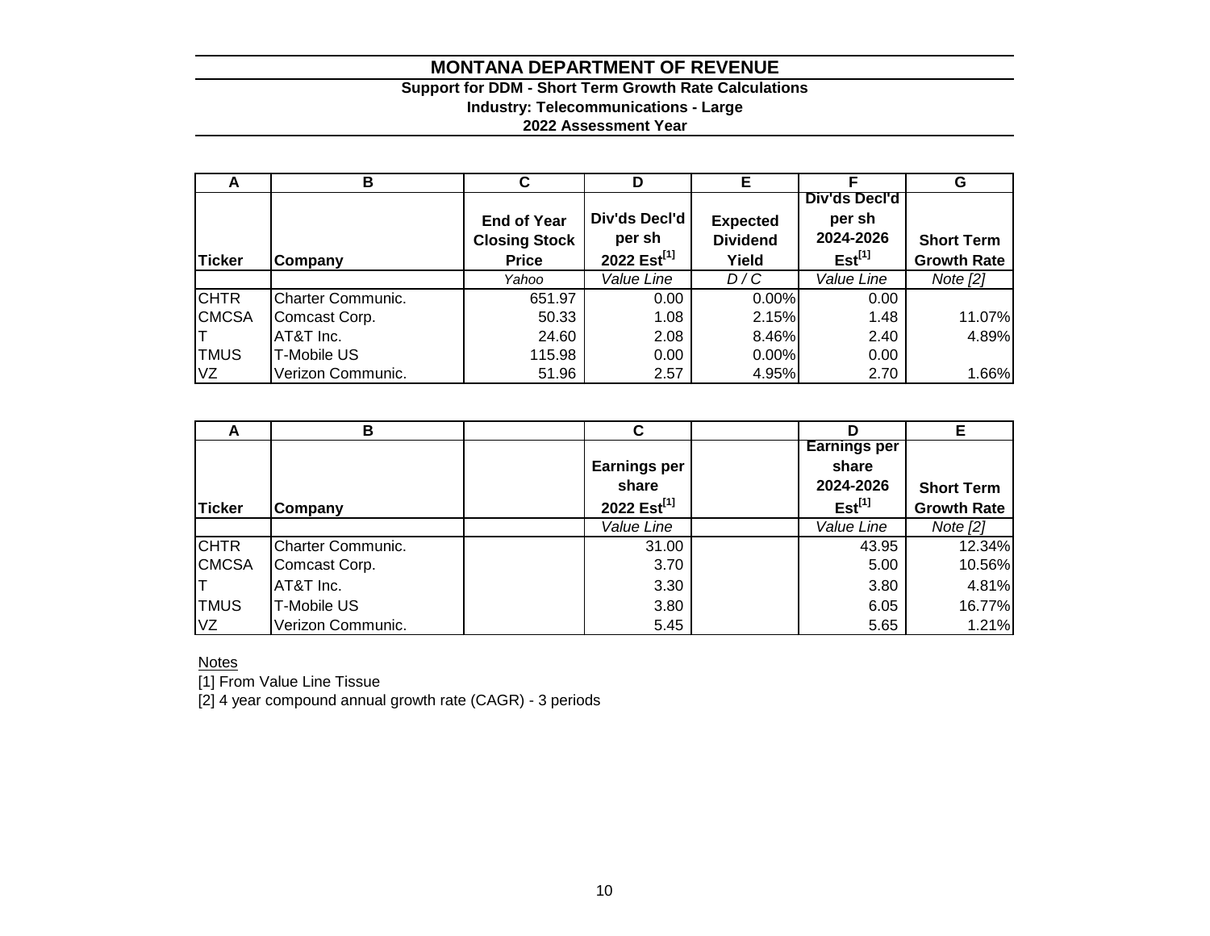# MONTANA DEPARTMENT OF REVENUE

### Support for DDM - Short Term Growth Rate Calculations

### Industry: Telecommunications - Large

### 2022 Assessment Year

| A | B | C | D | E | F | G |
|---|---|---|---|---|---|---|
| Ticker | Company | End of Year Closing Stock Price | Div'ds Decl'd per sh 2022 Est[1] | Expected Dividend Yield | Div'ds Decl'd per sh 2024-2026 Est[1] | Short Term Growth Rate |
| | | *Yahoo* | *Value Line* | *D / C* | *Value Line* | *Note [2]* |
| CHTR | Charter Communic. | 651.97 | 0.00 | 0.00% | 0.00 | |
| CMCSA | Comcast Corp. | 50.33 | 1.08 | 2.15% | 1.48 | 11.07% |
| T | AT&T Inc. | 24.60 | 2.08 | 8.46% | 2.40 | 4.89% |
| TMUS | T-Mobile US | 115.98 | 0.00 | 0.00% | 0.00 | |
| VZ | Verizon Communic. | 51.96 | 2.57 | 4.95% | 2.70 | 1.66% |

| A | B | | C | | D | E |
|---|---|---|---|---|---|---|
| Ticker | Company | | Earnings per share 2022 Est[1] | | Earnings per share 2024-2026 Est[1] | Short Term Growth Rate |
| | | | *Value Line* | | *Value Line* | *Note [2]* |
| CHTR | Charter Communic. | | 31.00 | | 43.95 | 12.34% |
| CMCSA | Comcast Corp. | | 3.70 | | 5.00 | 10.56% |
| T | AT&T Inc. | | 3.30 | | 3.80 | 4.81% |
| TMUS | T-Mobile US | | 3.80 | | 6.05 | 16.77% |
| VZ | Verizon Communic. | | 5.45 | | 5.65 | 1.21% |

Notes

[1] From Value Line Tissue

[2] 4 year compound annual growth rate (CAGR) - 3 periods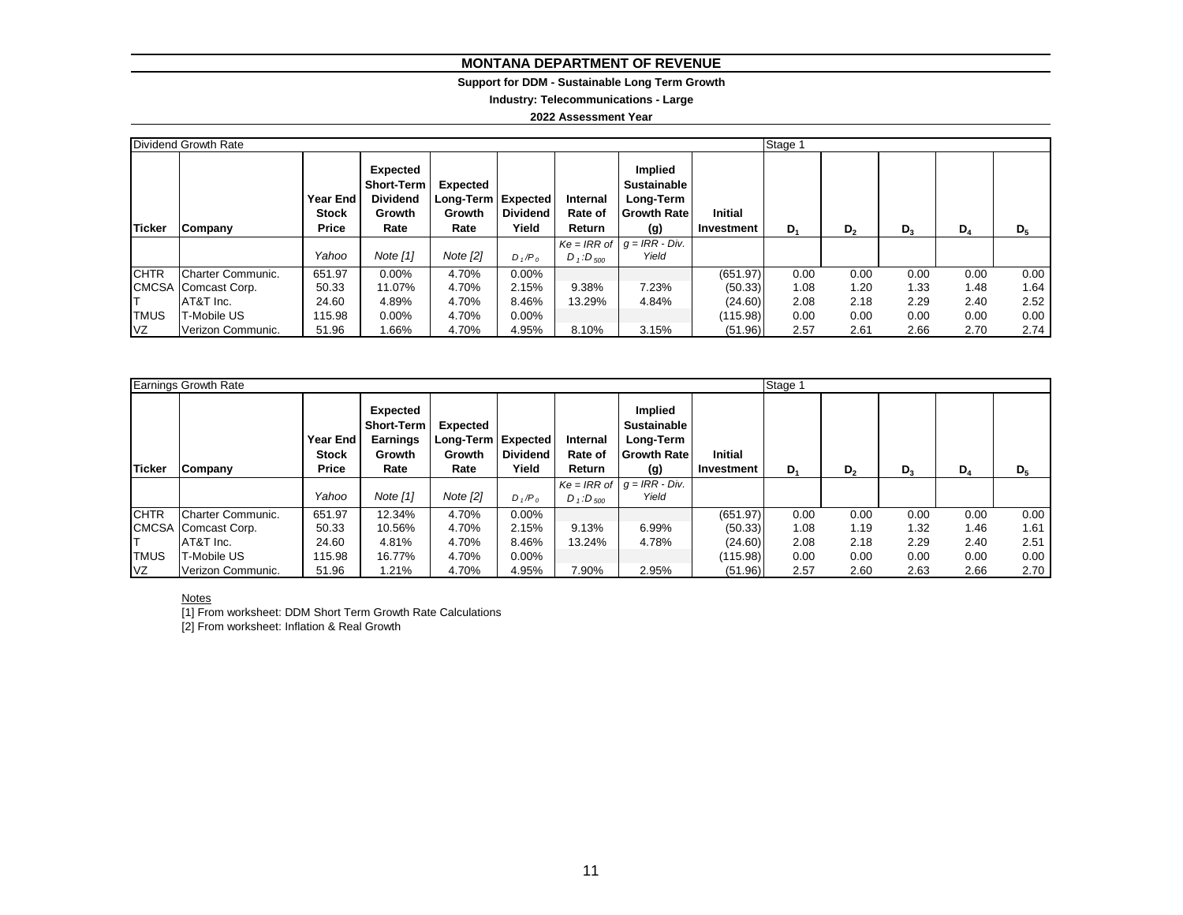# MONTANA DEPARTMENT OF REVENUE

**Support for DDM - Sustainable Long Term Growth**

**Industry: Telecommunications - Large**

**2022 Assessment Year**

| Dividend Growth Rate | | | | | | | | | Stage 1 | | | | |
|---|---|---|---|---|---|---|---|---|---|---|---|---|---|
| **Ticker** | **Company** | **Year End Stock Price** | **Expected Short-Term Dividend Growth Rate** | **Expected Long-Term Growth Rate** | **Expected Dividend Yield** | **Internal Rate of Return** | **Implied Sustainable Long-Term Growth Rate (g)** | **Initial Investment** | **$D_1$** | **$D_2$** | **$D_3$** | **$D_4$** | **$D_5$** |
| | | *Yahoo* | *Note [1]* | *Note [2]* | $D_1/P_0$ | *Ke = IRR of* $D_1:D_{500}$ | *g = IRR - Div. Yield* | | | | | | |
| CHTR | Charter Communic. | 651.97 | 0.00% | 4.70% | 0.00% | | | (651.97) | 0.00 | 0.00 | 0.00 | 0.00 | 0.00 |
| CMCSA | Comcast Corp. | 50.33 | 11.07% | 4.70% | 2.15% | 9.38% | 7.23% | (50.33) | 1.08 | 1.20 | 1.33 | 1.48 | 1.64 |
| T | AT&T Inc. | 24.60 | 4.89% | 4.70% | 8.46% | 13.29% | 4.84% | (24.60) | 2.08 | 2.18 | 2.29 | 2.40 | 2.52 |
| TMUS | T-Mobile US | 115.98 | 0.00% | 4.70% | 0.00% | | | (115.98) | 0.00 | 0.00 | 0.00 | 0.00 | 0.00 |
| VZ | Verizon Communic. | 51.96 | 1.66% | 4.70% | 4.95% | 8.10% | 3.15% | (51.96) | 2.57 | 2.61 | 2.66 | 2.70 | 2.74 |

| Earnings Growth Rate | | | | | | | | | Stage 1 | | | | |
|---|---|---|---|---|---|---|---|---|---|---|---|---|---|
| **Ticker** | **Company** | **Year End Stock Price** | **Expected Short-Term Earnings Growth Rate** | **Expected Long-Term Growth Rate** | **Expected Dividend Yield** | **Internal Rate of Return** | **Implied Sustainable Long-Term Growth Rate (g)** | **Initial Investment** | **$D_1$** | **$D_2$** | **$D_3$** | **$D_4$** | **$D_5$** |
| | | *Yahoo* | *Note [1]* | *Note [2]* | $D_1/P_0$ | *Ke = IRR of* $D_1:D_{500}$ | *g = IRR - Div. Yield* | | | | | | |
| CHTR | Charter Communic. | 651.97 | 12.34% | 4.70% | 0.00% | | | (651.97) | 0.00 | 0.00 | 0.00 | 0.00 | 0.00 |
| CMCSA | Comcast Corp. | 50.33 | 10.56% | 4.70% | 2.15% | 9.13% | 6.99% | (50.33) | 1.08 | 1.19 | 1.32 | 1.46 | 1.61 |
| T | AT&T Inc. | 24.60 | 4.81% | 4.70% | 8.46% | 13.24% | 4.78% | (24.60) | 2.08 | 2.18 | 2.29 | 2.40 | 2.51 |
| TMUS | T-Mobile US | 115.98 | 16.77% | 4.70% | 0.00% | | | (115.98) | 0.00 | 0.00 | 0.00 | 0.00 | 0.00 |
| VZ | Verizon Communic. | 51.96 | 1.21% | 4.70% | 4.95% | 7.90% | 2.95% | (51.96) | 2.57 | 2.60 | 2.63 | 2.66 | 2.70 |

Notes

[1] From worksheet: DDM Short Term Growth Rate Calculations

[2] From worksheet: Inflation & Real Growth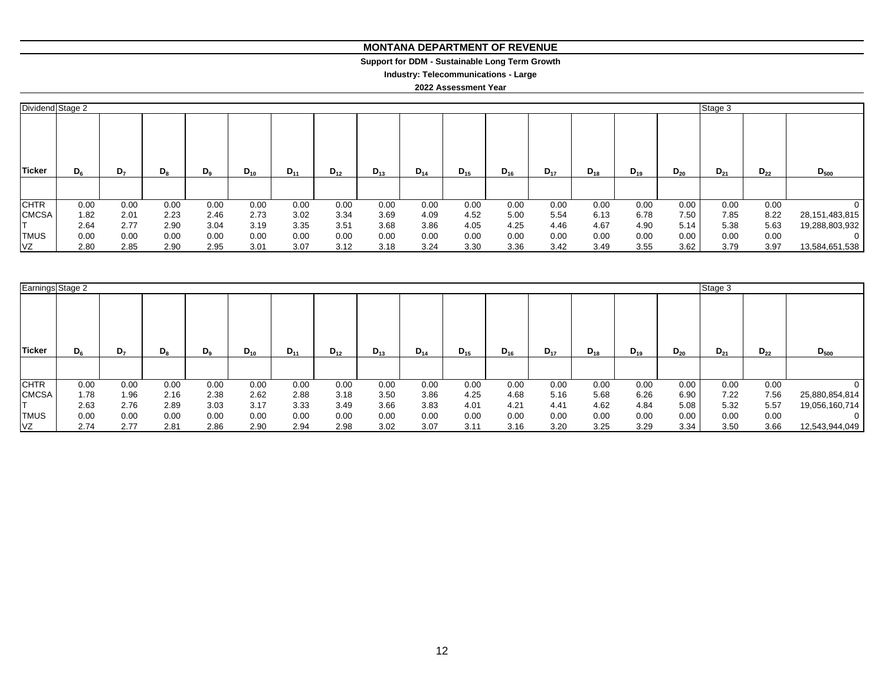# MONTANA DEPARTMENT OF REVENUE

**Support for DDM - Sustainable Long Term Growth**

**Industry: Telecommunications - Large**

**2022 Assessment Year**

| Dividend | Stage 2 | | | | | | | | | | | | | | | Stage 3 | | |
|---|---|---|---|---|---|---|---|---|---|---|---|---|---|---|---|---|---|---|
| **Ticker** | $D_6$ | $D_7$ | $D_8$ | $D_9$ | $D_{10}$ | $D_{11}$ | $D_{12}$ | $D_{13}$ | $D_{14}$ | $D_{15}$ | $D_{16}$ | $D_{17}$ | $D_{18}$ | $D_{19}$ | $D_{20}$ | $D_{21}$ | $D_{22}$ | $D_{500}$ |
| CHTR | 0.00 | 0.00 | 0.00 | 0.00 | 0.00 | 0.00 | 0.00 | 0.00 | 0.00 | 0.00 | 0.00 | 0.00 | 0.00 | 0.00 | 0.00 | 0.00 | 0.00 | 0 |
| CMCSA | 1.82 | 2.01 | 2.23 | 2.46 | 2.73 | 3.02 | 3.34 | 3.69 | 4.09 | 4.52 | 5.00 | 5.54 | 6.13 | 6.78 | 7.50 | 7.85 | 8.22 | 28,151,483,815 |
| T | 2.64 | 2.77 | 2.90 | 3.04 | 3.19 | 3.35 | 3.51 | 3.68 | 3.86 | 4.05 | 4.25 | 4.46 | 4.67 | 4.90 | 5.14 | 5.38 | 5.63 | 19,288,803,932 |
| TMUS | 0.00 | 0.00 | 0.00 | 0.00 | 0.00 | 0.00 | 0.00 | 0.00 | 0.00 | 0.00 | 0.00 | 0.00 | 0.00 | 0.00 | 0.00 | 0.00 | 0.00 | 0 |
| VZ | 2.80 | 2.85 | 2.90 | 2.95 | 3.01 | 3.07 | 3.12 | 3.18 | 3.24 | 3.30 | 3.36 | 3.42 | 3.49 | 3.55 | 3.62 | 3.79 | 3.97 | 13,584,651,538 |

| Earnings | Stage 2 | | | | | | | | | | | | | | | Stage 3 | | |
|---|---|---|---|---|---|---|---|---|---|---|---|---|---|---|---|---|---|---|
| **Ticker** | $D_6$ | $D_7$ | $D_8$ | $D_9$ | $D_{10}$ | $D_{11}$ | $D_{12}$ | $D_{13}$ | $D_{14}$ | $D_{15}$ | $D_{16}$ | $D_{17}$ | $D_{18}$ | $D_{19}$ | $D_{20}$ | $D_{21}$ | $D_{22}$ | $D_{500}$ |
| CHTR | 0.00 | 0.00 | 0.00 | 0.00 | 0.00 | 0.00 | 0.00 | 0.00 | 0.00 | 0.00 | 0.00 | 0.00 | 0.00 | 0.00 | 0.00 | 0.00 | 0.00 | 0 |
| CMCSA | 1.78 | 1.96 | 2.16 | 2.38 | 2.62 | 2.88 | 3.18 | 3.50 | 3.86 | 4.25 | 4.68 | 5.16 | 5.68 | 6.26 | 6.90 | 7.22 | 7.56 | 25,880,854,814 |
| T | 2.63 | 2.76 | 2.89 | 3.03 | 3.17 | 3.33 | 3.49 | 3.66 | 3.83 | 4.01 | 4.21 | 4.41 | 4.62 | 4.84 | 5.08 | 5.32 | 5.57 | 19,056,160,714 |
| TMUS | 0.00 | 0.00 | 0.00 | 0.00 | 0.00 | 0.00 | 0.00 | 0.00 | 0.00 | 0.00 | 0.00 | 0.00 | 0.00 | 0.00 | 0.00 | 0.00 | 0.00 | 0 |
| VZ | 2.74 | 2.77 | 2.81 | 2.86 | 2.90 | 2.94 | 2.98 | 3.02 | 3.07 | 3.11 | 3.16 | 3.20 | 3.25 | 3.29 | 3.34 | 3.50 | 3.66 | 12,543,944,049 |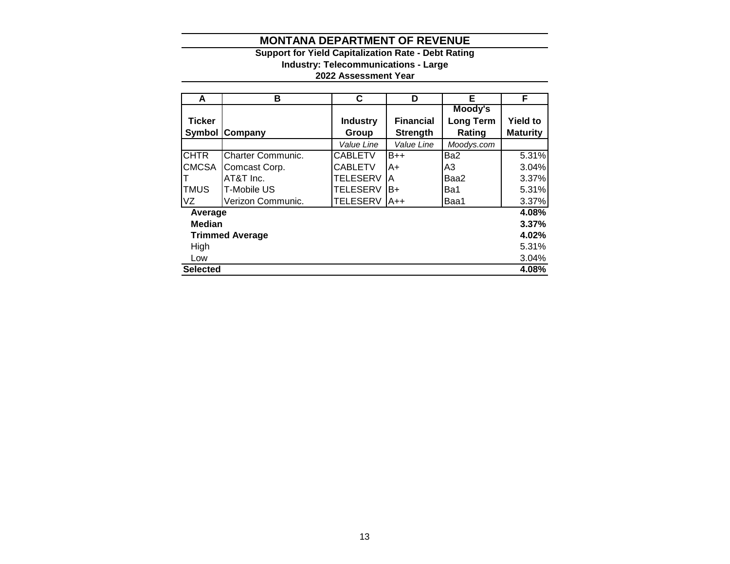# MONTANA DEPARTMENT OF REVENUE

**Support for Yield Capitalization Rate - Debt Rating**
**Industry: Telecommunications - Large**
**2022 Assessment Year**

| A | B | C | D | E | F |
|---|---|---|---|---|---|
| **Ticker Symbol** | **Company** | **Industry Group** | **Financial Strength** | **Moody's Long Term Rating** | **Yield to Maturity** |
| | | *Value Line* | *Value Line* | *Moodys.com* | |
| CHTR | Charter Communic. | CABLETV | B++ | Ba2 | 5.31% |
| CMCSA | Comcast Corp. | CABLETV | A+ | A3 | 3.04% |
| T | AT&T Inc. | TELESERV | A | Baa2 | 3.37% |
| TMUS | T-Mobile US | TELESERV | B+ | Ba1 | 5.31% |
| VZ | Verizon Communic. | TELESERV | A++ | Baa1 | 3.37% |
| **Average** | | | | | **4.08%** |
| **Median** | | | | | **3.37%** |
| **Trimmed Average** | | | | | **4.02%** |
| High | | | | | 5.31% |
| Low | | | | | 3.04% |
| **Selected** | | | | | **4.08%** |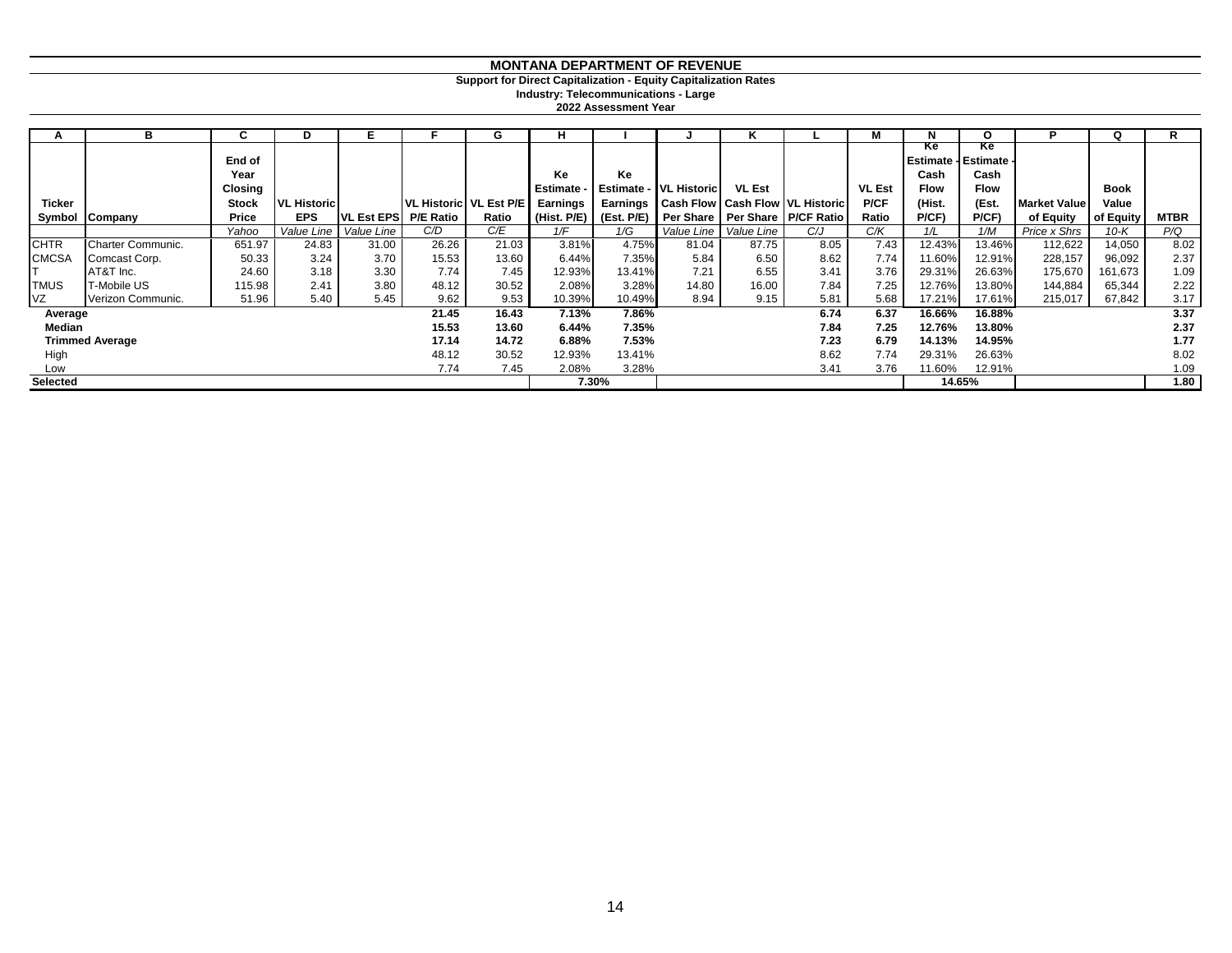# MONTANA DEPARTMENT OF REVENUE

**Support for Direct Capitalization - Equity Capitalization Rates**

**Industry: Telecommunications - Large**

**2022 Assessment Year**

| A | B | C | D | E | F | G | H | I | J | K | L | M | N | O | P | Q | R |
|---|---|---|---|---|---|---|---|---|---|---|---|---|---|---|---|---|---|
| Ticker Symbol | Company | End of Year Closing Stock Price | VL Historic EPS | VL Est EPS | VL Historic P/E Ratio | VL Est P/E Ratio | Ke Estimate - Earnings (Hist. P/E) | Ke Estimate - Earnings (Est. P/E) | VL Historic Cash Flow Per Share | VL Est Cash Flow Per Share | VL Historic P/CF Ratio | VL Est P/CF Ratio | Ke Estimate - Cash Flow (Hist. P/CF) | Ke Estimate - Cash Flow (Est. P/CF) | Market Value of Equity | Book Value of Equity | MTBR |
| | | *Yahoo* | *Value Line* | *Value Line* | *C/D* | *C/E* | *1/F* | *1/G* | *Value Line* | *Value Line* | *C/J* | *C/K* | *1/L* | *1/M* | *Price x Shrs* | *10-K* | *P/Q* |
| CHTR | Charter Communic. | 651.97 | 24.83 | 31.00 | 26.26 | 21.03 | 3.81% | 4.75% | 81.04 | 87.75 | 8.05 | 7.43 | 12.43% | 13.46% | 112,622 | 14,050 | 8.02 |
| CMCSA | Comcast Corp. | 50.33 | 3.24 | 3.70 | 15.53 | 13.60 | 6.44% | 7.35% | 5.84 | 6.50 | 8.62 | 7.74 | 11.60% | 12.91% | 228,157 | 96,092 | 2.37 |
| T | AT&T Inc. | 24.60 | 3.18 | 3.30 | 7.74 | 7.45 | 12.93% | 13.41% | 7.21 | 6.55 | 3.41 | 3.76 | 29.31% | 26.63% | 175,670 | 161,673 | 1.09 |
| TMUS | T-Mobile US | 115.98 | 2.41 | 3.80 | 48.12 | 30.52 | 2.08% | 3.28% | 14.80 | 16.00 | 7.84 | 7.25 | 12.76% | 13.80% | 144,884 | 65,344 | 2.22 |
| VZ | Verizon Communic. | 51.96 | 5.40 | 5.45 | 9.62 | 9.53 | 10.39% | 10.49% | 8.94 | 9.15 | 5.81 | 5.68 | 17.21% | 17.61% | 215,017 | 67,842 | 3.17 |
| **Average** | | | | | **21.45** | **16.43** | **7.13%** | **7.86%** | | | **6.74** | **6.37** | **16.66%** | **16.88%** | | | **3.37** |
| **Median** | | | | | **15.53** | **13.60** | **6.44%** | **7.35%** | | | **7.84** | **7.25** | **12.76%** | **13.80%** | | | **2.37** |
| **Trimmed Average** | | | | | **17.14** | **14.72** | **6.88%** | **7.53%** | | | **7.23** | **6.79** | **14.13%** | **14.95%** | | | **1.77** |
| High | | | | | 48.12 | 30.52 | 12.93% | 13.41% | | | 8.62 | 7.74 | 29.31% | 26.63% | | | 8.02 |
| Low | | | | | 7.74 | 7.45 | 2.08% | 3.28% | | | 3.41 | 3.76 | 11.60% | 12.91% | | | 1.09 |
| **Selected** | | | | | | | **7.30%** | | | | | | **14.65%** | | | | **1.80** |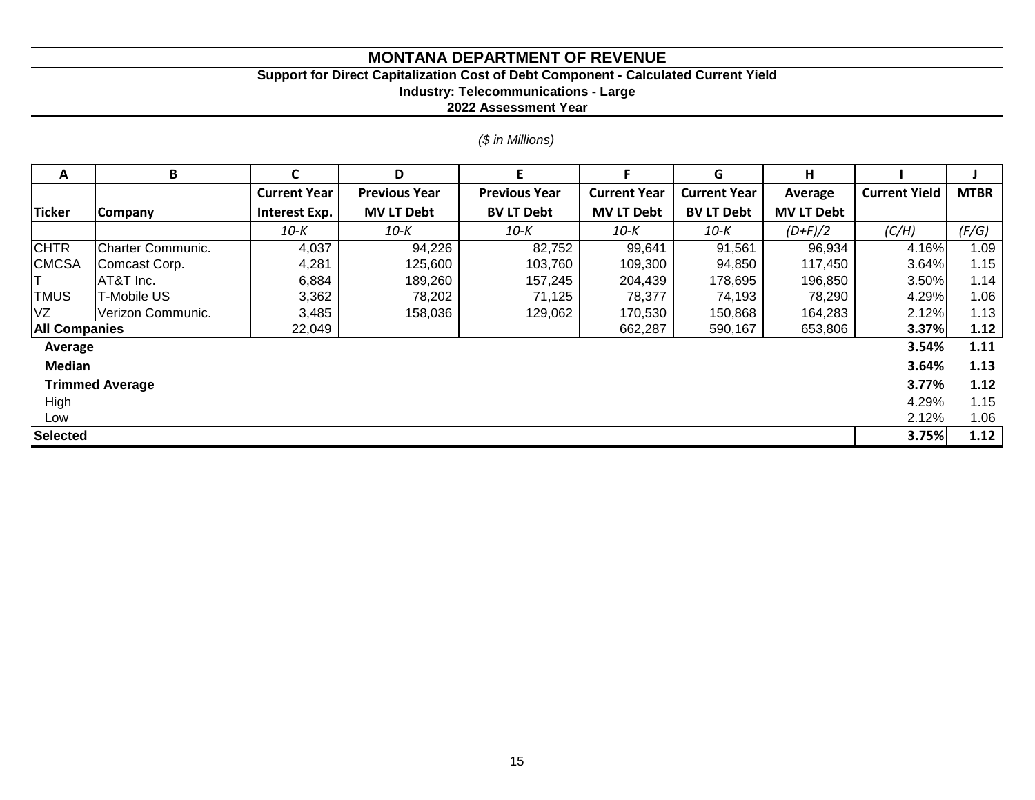# MONTANA DEPARTMENT OF REVENUE

**Support for Direct Capitalization Cost of Debt Component - Calculated Current Yield**

**Industry: Telecommunications - Large**

**2022 Assessment Year**

*($ in Millions)*

| A | B | C | D | E | F | G | H | I | J |
|---|---|---|---|---|---|---|---|---|---|
| **Ticker** | **Company** | **Current Year Interest Exp.** | **Previous Year MV LT Debt** | **Previous Year BV LT Debt** | **Current Year MV LT Debt** | **Current Year BV LT Debt** | **Average MV LT Debt** | **Current Yield** | **MTBR** |
| | | *10-K* | *10-K* | *10-K* | *10-K* | *10-K* | *(D+F)/2* | *(C/H)* | *(F/G)* |
| CHTR | Charter Communic. | 4,037 | 94,226 | 82,752 | 99,641 | 91,561 | 96,934 | 4.16% | 1.09 |
| CMCSA | Comcast Corp. | 4,281 | 125,600 | 103,760 | 109,300 | 94,850 | 117,450 | 3.64% | 1.15 |
| T | AT&T Inc. | 6,884 | 189,260 | 157,245 | 204,439 | 178,695 | 196,850 | 3.50% | 1.14 |
| TMUS | T-Mobile US | 3,362 | 78,202 | 71,125 | 78,377 | 74,193 | 78,290 | 4.29% | 1.06 |
| VZ | Verizon Communic. | 3,485 | 158,036 | 129,062 | 170,530 | 150,868 | 164,283 | 2.12% | 1.13 |
| **All Companies** | | 22,049 | | | 662,287 | 590,167 | 653,806 | **3.37%** | **1.12** |
| **Average** | | | | | | | | **3.54%** | **1.11** |
| **Median** | | | | | | | | **3.64%** | **1.13** |
| **Trimmed Average** | | | | | | | | **3.77%** | **1.12** |
| High | | | | | | | | 4.29% | 1.15 |
| Low | | | | | | | | 2.12% | 1.06 |
| **Selected** | | | | | | | | **3.75%** | **1.12** |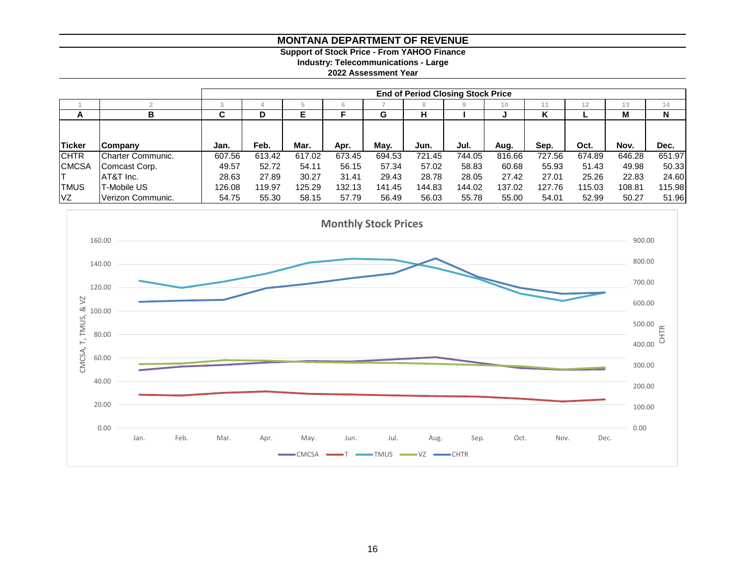# MONTANA DEPARTMENT OF REVENUE

**Support of Stock Price - From YAHOO Finance**

**Industry: Telecommunications - Large**

**2022 Assessment Year**

| | | End of Period Closing Stock Price | | | | | | | | | | | |
|---|---|---|---|---|---|---|---|---|---|---|---|---|---|
| 1 | 2 | 3 | 4 | 5 | 6 | 7 | 8 | 9 | 10 | 11 | 12 | 13 | 14 |
| A | B | C | D | E | F | G | H | I | J | K | L | M | N |
| Ticker | Company | Jan. | Feb. | Mar. | Apr. | May. | Jun. | Jul. | Aug. | Sep. | Oct. | Nov. | Dec. |
| CHTR | Charter Communic. | 607.56 | 613.42 | 617.02 | 673.45 | 694.53 | 721.45 | 744.05 | 816.66 | 727.56 | 674.89 | 646.28 | 651.97 |
| CMCSA | Comcast Corp. | 49.57 | 52.72 | 54.11 | 56.15 | 57.34 | 57.02 | 58.83 | 60.68 | 55.93 | 51.43 | 49.98 | 50.33 |
| T | AT&T Inc. | 28.63 | 27.89 | 30.27 | 31.41 | 29.43 | 28.78 | 28.05 | 27.42 | 27.01 | 25.26 | 22.83 | 24.60 |
| TMUS | T-Mobile US | 126.08 | 119.97 | 125.29 | 132.13 | 141.45 | 144.83 | 144.02 | 137.02 | 127.76 | 115.03 | 108.81 | 115.98 |
| VZ | Verizon Communic. | 54.75 | 55.30 | 58.15 | 57.79 | 56.49 | 56.03 | 55.78 | 55.00 | 54.01 | 52.99 | 50.27 | 51.96 |

Monthly Stock Prices

CMCSA, T, TMUS, & VZ

160.00
140.00
120.00
100.00
80.00
60.00
40.00
20.00
0.00

CHTR

900.00
800.00
700.00
600.00
500.00
400.00
300.00
200.00
100.00
0.00

Jan. Feb. Mar. Apr. May. Jun. Jul. Aug. Sep. Oct. Nov. Dec.

CMCSA T TMUS VZ CHTR